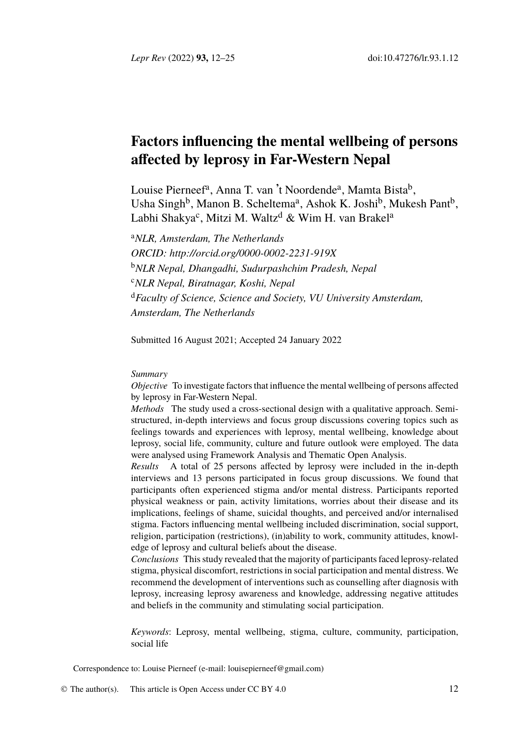# Factors influencing the mental wellbeing of persons affected by leprosy in Far-Western Nepal

Louise Pierneef[a], Anna T. van 't Noordende[a], Mamta Bista[b], Usha Singh[b], Manon B. Scheltema[a], Ashok K. Joshi[b], Mukesh Pant[b], Labhi Shakya[c], Mitzi M. Waltz[d] & Wim H. van Brakel[a]

[a]*NLR, Amsterdam, The Netherlands*
*ORCID: http://orcid.org/0000-0002-2231-919X*
[b]*NLR Nepal, Dhangadhi, Sudurpashchim Pradesh, Nepal*
[c]*NLR Nepal, Biratnagar, Koshi, Nepal*
[d]*Faculty of Science, Science and Society, VU University Amsterdam, Amsterdam, The Netherlands*

Submitted 16 August 2021; Accepted 24 January 2022

*Summary*

*Objective* To investigate factors that influence the mental wellbeing of persons affected by leprosy in Far-Western Nepal.

*Methods* The study used a cross-sectional design with a qualitative approach. Semi-structured, in-depth interviews and focus group discussions covering topics such as feelings towards and experiences with leprosy, mental wellbeing, knowledge about leprosy, social life, community, culture and future outlook were employed. The data were analysed using Framework Analysis and Thematic Open Analysis.

*Results* A total of 25 persons affected by leprosy were included in the in-depth interviews and 13 persons participated in focus group discussions. We found that participants often experienced stigma and/or mental distress. Participants reported physical weakness or pain, activity limitations, worries about their disease and its implications, feelings of shame, suicidal thoughts, and perceived and/or internalised stigma. Factors influencing mental wellbeing included discrimination, social support, religion, participation (restrictions), (in)ability to work, community attitudes, knowledge of leprosy and cultural beliefs about the disease.

*Conclusions* This study revealed that the majority of participants faced leprosy-related stigma, physical discomfort, restrictions in social participation and mental distress. We recommend the development of interventions such as counselling after diagnosis with leprosy, increasing leprosy awareness and knowledge, addressing negative attitudes and beliefs in the community and stimulating social participation.

*Keywords*: Leprosy, mental wellbeing, stigma, culture, community, participation, social life

Correspondence to: Louise Pierneef (e-mail: louisepierneef@gmail.com)

© The author(s). This article is Open Access under CC BY 4.0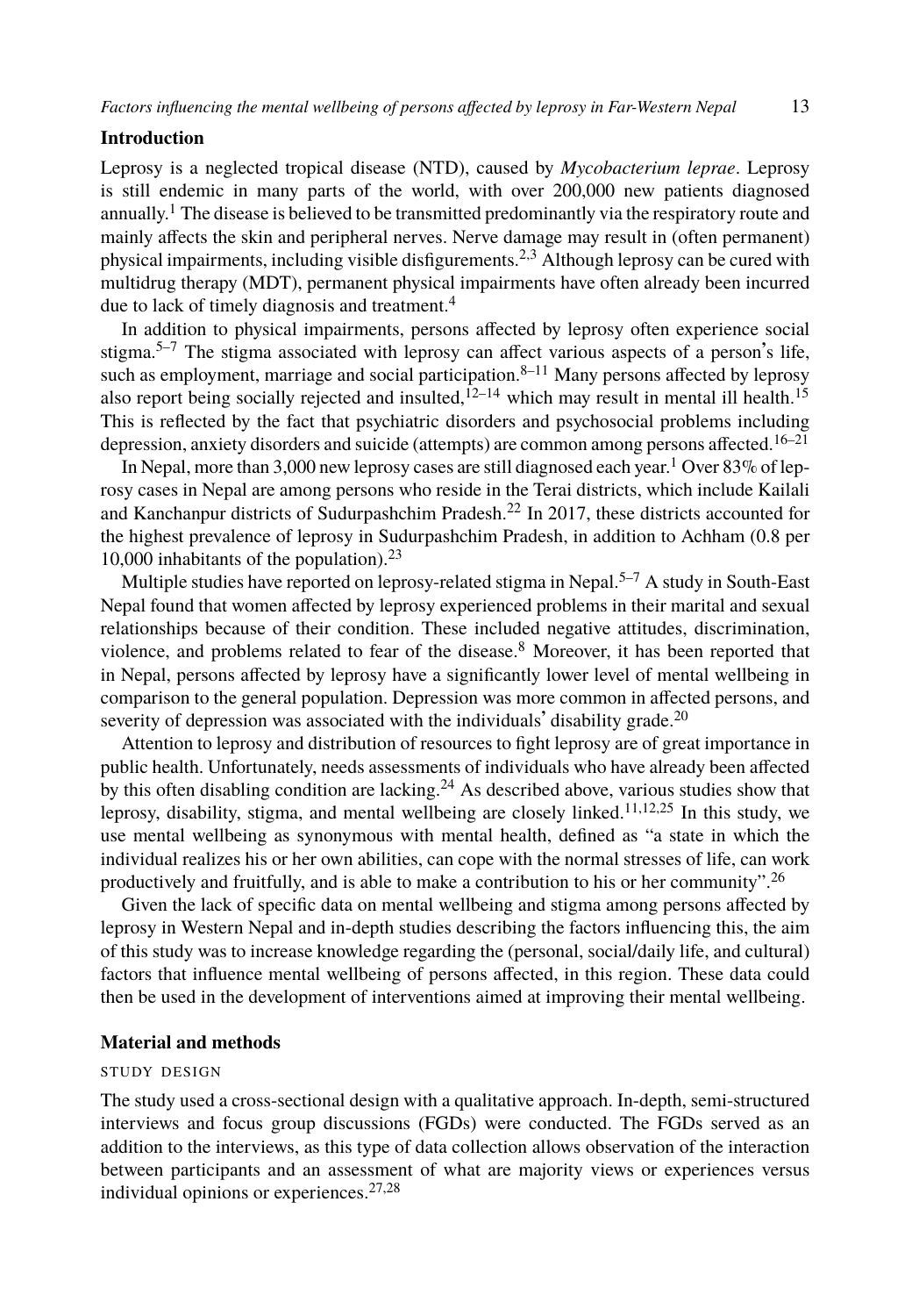## Introduction

Leprosy is a neglected tropical disease (NTD), caused by *Mycobacterium leprae*. Leprosy is still endemic in many parts of the world, with over 200,000 new patients diagnosed annually.[1] The disease is believed to be transmitted predominantly via the respiratory route and mainly affects the skin and peripheral nerves. Nerve damage may result in (often permanent) physical impairments, including visible disfigurements.[2,3] Although leprosy can be cured with multidrug therapy (MDT), permanent physical impairments have often already been incurred due to lack of timely diagnosis and treatment.[4]

In addition to physical impairments, persons affected by leprosy often experience social stigma.[5–7] The stigma associated with leprosy can affect various aspects of a person's life, such as employment, marriage and social participation.[8–11] Many persons affected by leprosy also report being socially rejected and insulted,[12–14] which may result in mental ill health.[15] This is reflected by the fact that psychiatric disorders and psychosocial problems including depression, anxiety disorders and suicide (attempts) are common among persons affected.[16–21]

In Nepal, more than 3,000 new leprosy cases are still diagnosed each year.[1] Over 83% of leprosy cases in Nepal are among persons who reside in the Terai districts, which include Kailali and Kanchanpur districts of Sudurpashchim Pradesh.[22] In 2017, these districts accounted for the highest prevalence of leprosy in Sudurpashchim Pradesh, in addition to Achham (0.8 per 10,000 inhabitants of the population).[23]

Multiple studies have reported on leprosy-related stigma in Nepal.[5–7] A study in South-East Nepal found that women affected by leprosy experienced problems in their marital and sexual relationships because of their condition. These included negative attitudes, discrimination, violence, and problems related to fear of the disease.[8] Moreover, it has been reported that in Nepal, persons affected by leprosy have a significantly lower level of mental wellbeing in comparison to the general population. Depression was more common in affected persons, and severity of depression was associated with the individuals' disability grade.[20]

Attention to leprosy and distribution of resources to fight leprosy are of great importance in public health. Unfortunately, needs assessments of individuals who have already been affected by this often disabling condition are lacking.[24] As described above, various studies show that leprosy, disability, stigma, and mental wellbeing are closely linked.[11,12,25] In this study, we use mental wellbeing as synonymous with mental health, defined as "a state in which the individual realizes his or her own abilities, can cope with the normal stresses of life, can work productively and fruitfully, and is able to make a contribution to his or her community".[26]

Given the lack of specific data on mental wellbeing and stigma among persons affected by leprosy in Western Nepal and in-depth studies describing the factors influencing this, the aim of this study was to increase knowledge regarding the (personal, social/daily life, and cultural) factors that influence mental wellbeing of persons affected, in this region. These data could then be used in the development of interventions aimed at improving their mental wellbeing.

## Material and methods

### Study design

The study used a cross-sectional design with a qualitative approach. In-depth, semi-structured interviews and focus group discussions (FGDs) were conducted. The FGDs served as an addition to the interviews, as this type of data collection allows observation of the interaction between participants and an assessment of what are majority views or experiences versus individual opinions or experiences.[27,28]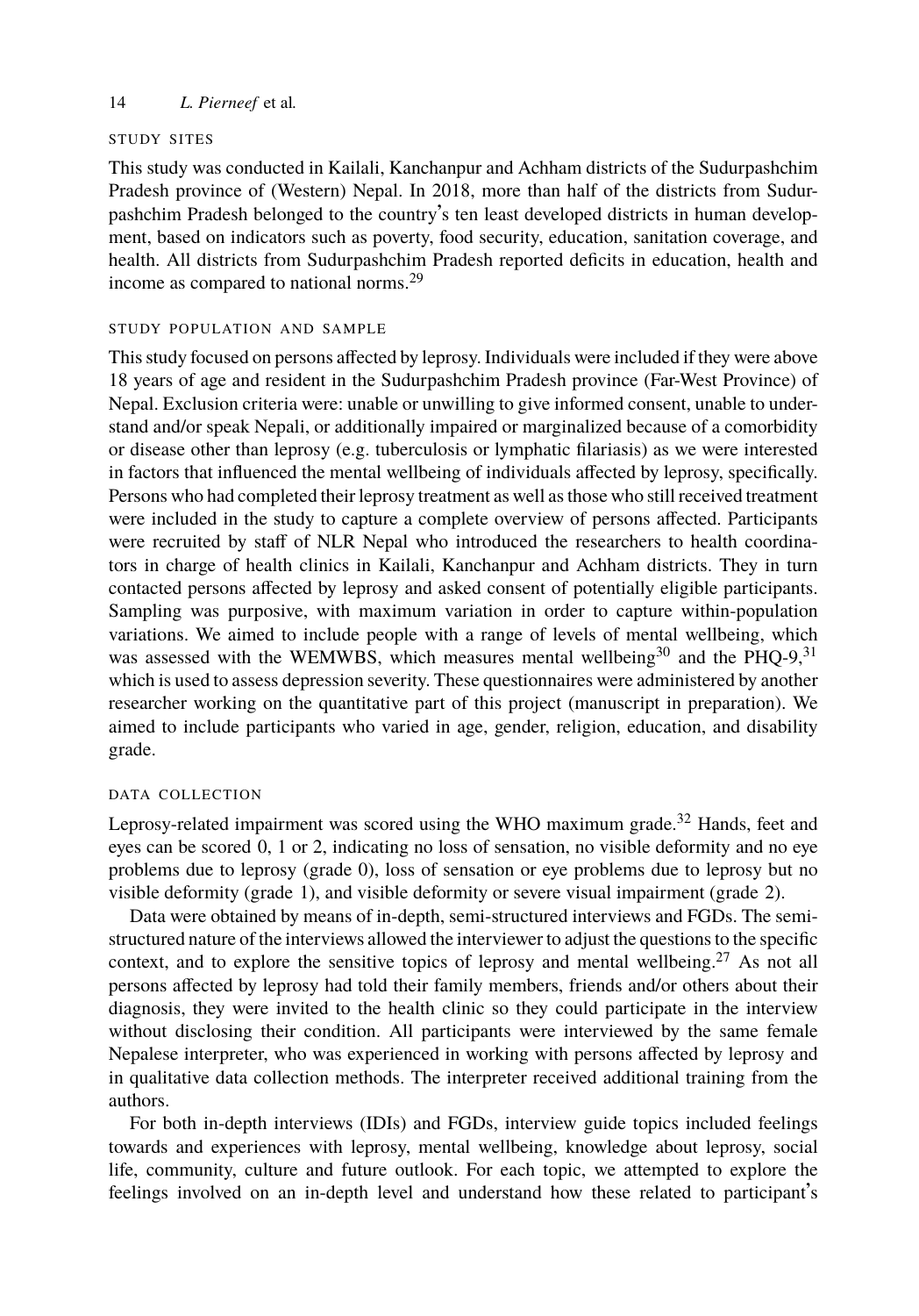## STUDY SITES

This study was conducted in Kailali, Kanchanpur and Achham districts of the Sudurpashchim Pradesh province of (Western) Nepal. In 2018, more than half of the districts from Sudurpashchim Pradesh belonged to the country's ten least developed districts in human development, based on indicators such as poverty, food security, education, sanitation coverage, and health. All districts from Sudurpashchim Pradesh reported deficits in education, health and income as compared to national norms.[29]

## STUDY POPULATION AND SAMPLE

This study focused on persons affected by leprosy. Individuals were included if they were above 18 years of age and resident in the Sudurpashchim Pradesh province (Far-West Province) of Nepal. Exclusion criteria were: unable or unwilling to give informed consent, unable to understand and/or speak Nepali, or additionally impaired or marginalized because of a comorbidity or disease other than leprosy (e.g. tuberculosis or lymphatic filariasis) as we were interested in factors that influenced the mental wellbeing of individuals affected by leprosy, specifically. Persons who had completed their leprosy treatment as well as those who still received treatment were included in the study to capture a complete overview of persons affected. Participants were recruited by staff of NLR Nepal who introduced the researchers to health coordinators in charge of health clinics in Kailali, Kanchanpur and Achham districts. They in turn contacted persons affected by leprosy and asked consent of potentially eligible participants. Sampling was purposive, with maximum variation in order to capture within-population variations. We aimed to include people with a range of levels of mental wellbeing, which was assessed with the WEMWBS, which measures mental wellbeing[30] and the PHQ-9,[31] which is used to assess depression severity. These questionnaires were administered by another researcher working on the quantitative part of this project (manuscript in preparation). We aimed to include participants who varied in age, gender, religion, education, and disability grade.

## DATA COLLECTION

Leprosy-related impairment was scored using the WHO maximum grade.[32] Hands, feet and eyes can be scored 0, 1 or 2, indicating no loss of sensation, no visible deformity and no eye problems due to leprosy (grade 0), loss of sensation or eye problems due to leprosy but no visible deformity (grade 1), and visible deformity or severe visual impairment (grade 2).

Data were obtained by means of in-depth, semi-structured interviews and FGDs. The semi-structured nature of the interviews allowed the interviewer to adjust the questions to the specific context, and to explore the sensitive topics of leprosy and mental wellbeing.[27] As not all persons affected by leprosy had told their family members, friends and/or others about their diagnosis, they were invited to the health clinic so they could participate in the interview without disclosing their condition. All participants were interviewed by the same female Nepalese interpreter, who was experienced in working with persons affected by leprosy and in qualitative data collection methods. The interpreter received additional training from the authors.

For both in-depth interviews (IDIs) and FGDs, interview guide topics included feelings towards and experiences with leprosy, mental wellbeing, knowledge about leprosy, social life, community, culture and future outlook. For each topic, we attempted to explore the feelings involved on an in-depth level and understand how these related to participant's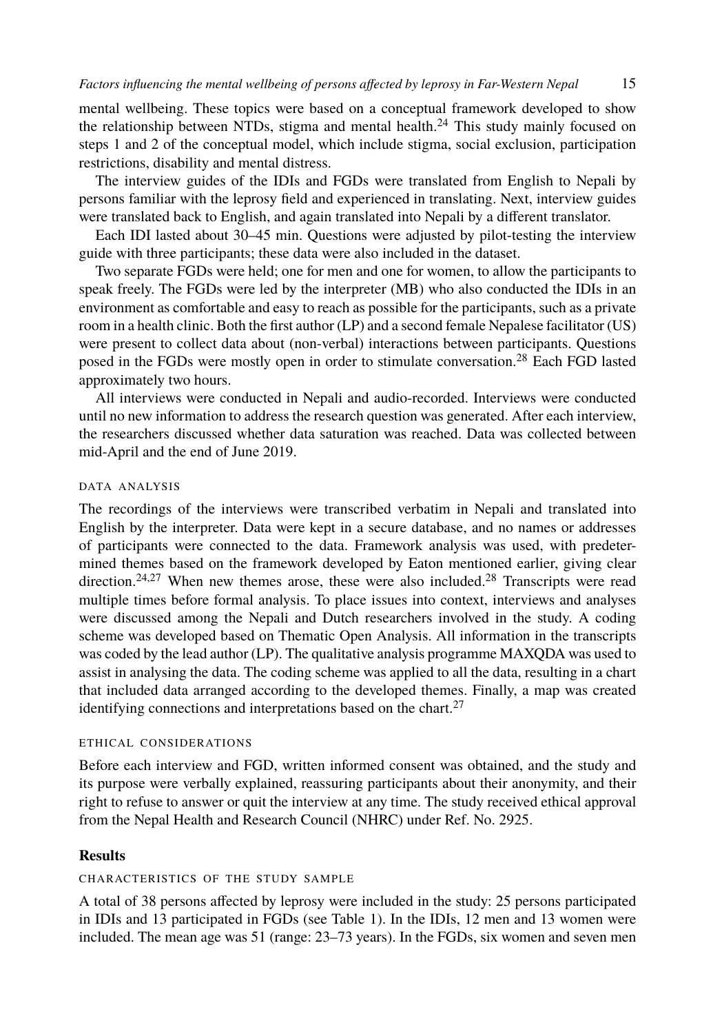mental wellbeing. These topics were based on a conceptual framework developed to show the relationship between NTDs, stigma and mental health.[24] This study mainly focused on steps 1 and 2 of the conceptual model, which include stigma, social exclusion, participation restrictions, disability and mental distress.

The interview guides of the IDIs and FGDs were translated from English to Nepali by persons familiar with the leprosy field and experienced in translating. Next, interview guides were translated back to English, and again translated into Nepali by a different translator.

Each IDI lasted about 30–45 min. Questions were adjusted by pilot-testing the interview guide with three participants; these data were also included in the dataset.

Two separate FGDs were held; one for men and one for women, to allow the participants to speak freely. The FGDs were led by the interpreter (MB) who also conducted the IDIs in an environment as comfortable and easy to reach as possible for the participants, such as a private room in a health clinic. Both the first author (LP) and a second female Nepalese facilitator (US) were present to collect data about (non-verbal) interactions between participants. Questions posed in the FGDs were mostly open in order to stimulate conversation.[28] Each FGD lasted approximately two hours.

All interviews were conducted in Nepali and audio-recorded. Interviews were conducted until no new information to address the research question was generated. After each interview, the researchers discussed whether data saturation was reached. Data was collected between mid-April and the end of June 2019.

### DATA ANALYSIS

The recordings of the interviews were transcribed verbatim in Nepali and translated into English by the interpreter. Data were kept in a secure database, and no names or addresses of participants were connected to the data. Framework analysis was used, with predetermined themes based on the framework developed by Eaton mentioned earlier, giving clear direction.[24,27] When new themes arose, these were also included.[28] Transcripts were read multiple times before formal analysis. To place issues into context, interviews and analyses were discussed among the Nepali and Dutch researchers involved in the study. A coding scheme was developed based on Thematic Open Analysis. All information in the transcripts was coded by the lead author (LP). The qualitative analysis programme MAXQDA was used to assist in analysing the data. The coding scheme was applied to all the data, resulting in a chart that included data arranged according to the developed themes. Finally, a map was created identifying connections and interpretations based on the chart.[27]

### ETHICAL CONSIDERATIONS

Before each interview and FGD, written informed consent was obtained, and the study and its purpose were verbally explained, reassuring participants about their anonymity, and their right to refuse to answer or quit the interview at any time. The study received ethical approval from the Nepal Health and Research Council (NHRC) under Ref. No. 2925.

## Results

### CHARACTERISTICS OF THE STUDY SAMPLE

A total of 38 persons affected by leprosy were included in the study: 25 persons participated in IDIs and 13 participated in FGDs (see Table 1). In the IDIs, 12 men and 13 women were included. The mean age was 51 (range: 23–73 years). In the FGDs, six women and seven men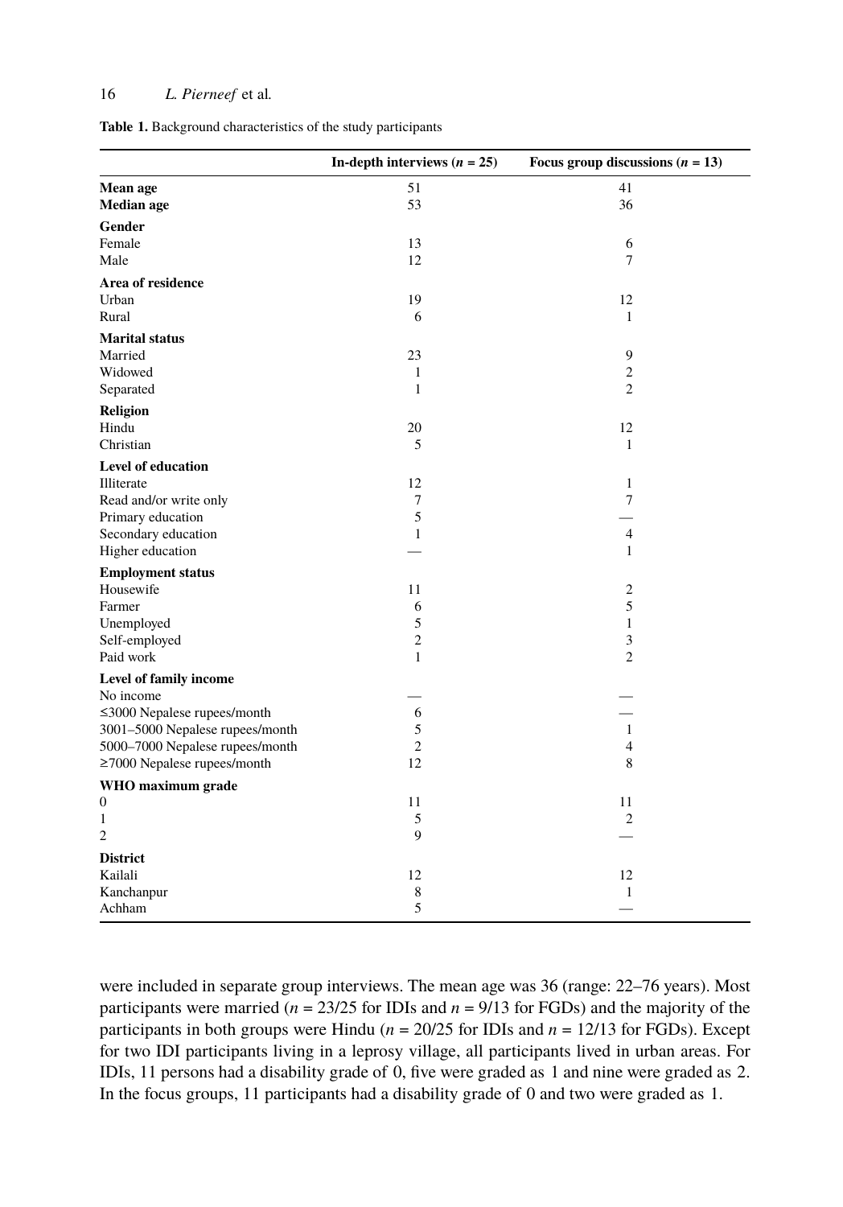**Table 1.** Background characteristics of the study participants

| | In-depth interviews ($n$ = 25) | Focus group discussions ($n$ = 13) |
|---|---|---|
| **Mean age** | 51 | 41 |
| **Median age** | 53 | 36 |
| **Gender** | | |
| Female | 13 | 6 |
| Male | 12 | 7 |
| **Area of residence** | | |
| Urban | 19 | 12 |
| Rural | 6 | 1 |
| **Marital status** | | |
| Married | 23 | 9 |
| Widowed | 1 | 2 |
| Separated | 1 | 2 |
| **Religion** | | |
| Hindu | 20 | 12 |
| Christian | 5 | 1 |
| **Level of education** | | |
| Illiterate | 12 | 1 |
| Read and/or write only | 7 | 7 |
| Primary education | 5 | — |
| Secondary education | 1 | 4 |
| Higher education | — | 1 |
| **Employment status** | | |
| Housewife | 11 | 2 |
| Farmer | 6 | 5 |
| Unemployed | 5 | 1 |
| Self-employed | 2 | 3 |
| Paid work | 1 | 2 |
| **Level of family income** | | |
| No income | — | — |
| ≤3000 Nepalese rupees/month | 6 | — |
| 3001–5000 Nepalese rupees/month | 5 | 1 |
| 5000–7000 Nepalese rupees/month | 2 | 4 |
| ≥7000 Nepalese rupees/month | 12 | 8 |
| **WHO maximum grade** | | |
| 0 | 11 | 11 |
| 1 | 5 | 2 |
| 2 | 9 | — |
| **District** | | |
| Kailali | 12 | 12 |
| Kanchanpur | 8 | 1 |
| Achham | 5 | — |

were included in separate group interviews. The mean age was 36 (range: 22–76 years). Most participants were married ($n$ = 23/25 for IDIs and $n$ = 9/13 for FGDs) and the majority of the participants in both groups were Hindu ($n$ = 20/25 for IDIs and $n$ = 12/13 for FGDs). Except for two IDI participants living in a leprosy village, all participants lived in urban areas. For IDIs, 11 persons had a disability grade of 0, five were graded as 1 and nine were graded as 2. In the focus groups, 11 participants had a disability grade of 0 and two were graded as 1.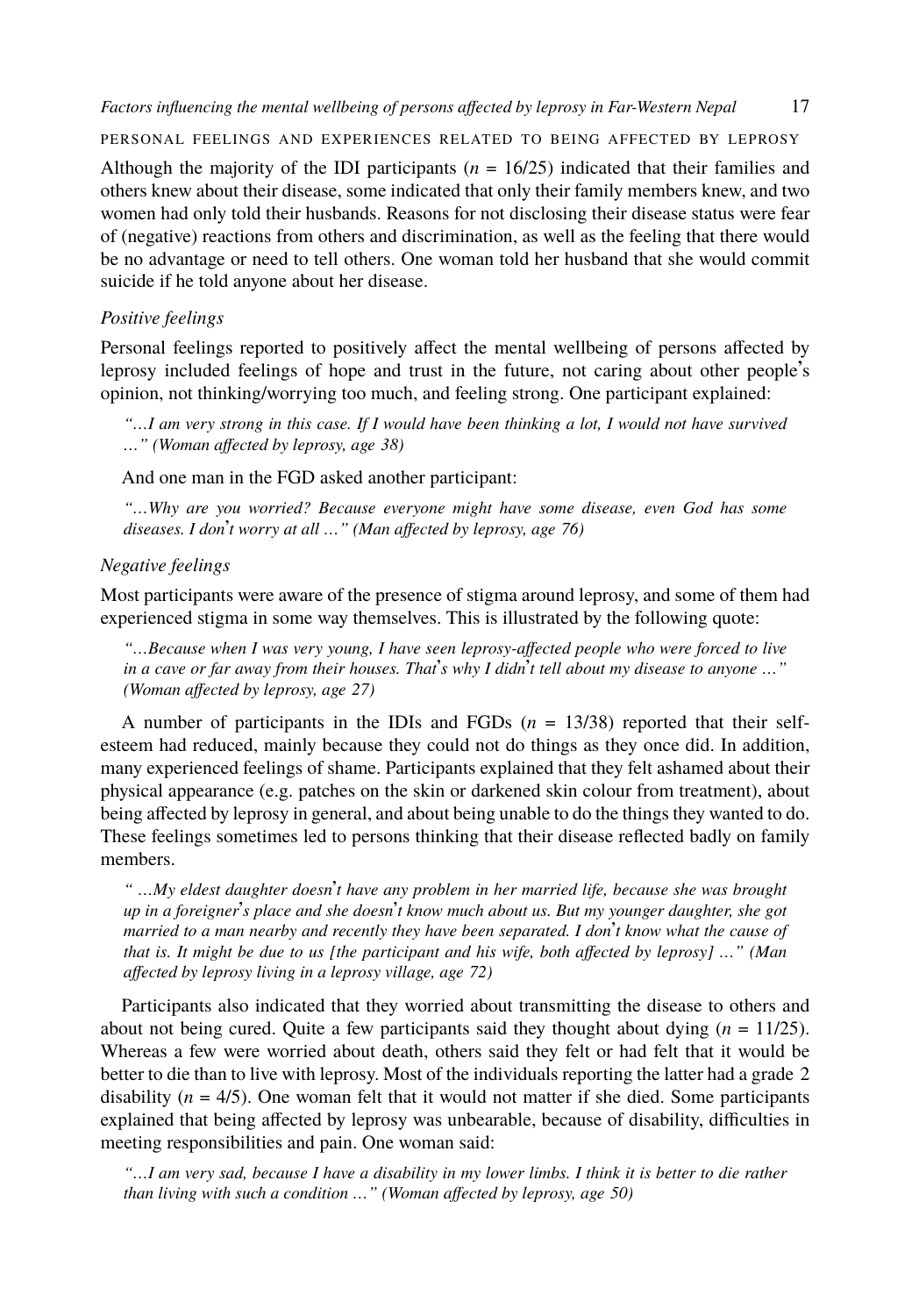### PERSONAL FEELINGS AND EXPERIENCES RELATED TO BEING AFFECTED BY LEPROSY

Although the majority of the IDI participants ($n$ = 16/25) indicated that their families and others knew about their disease, some indicated that only their family members knew, and two women had only told their husbands. Reasons for not disclosing their disease status were fear of (negative) reactions from others and discrimination, as well as the feeling that there would be no advantage or need to tell others. One woman told her husband that she would commit suicide if he told anyone about her disease.

#### *Positive feelings*

Personal feelings reported to positively affect the mental wellbeing of persons affected by leprosy included feelings of hope and trust in the future, not caring about other people's opinion, not thinking/worrying too much, and feeling strong. One participant explained:

> *"…I am very strong in this case. If I would have been thinking a lot, I would not have survived …" (Woman affected by leprosy, age 38)*

And one man in the FGD asked another participant:

> *"…Why are you worried? Because everyone might have some disease, even God has some diseases. I don't worry at all …" (Man affected by leprosy, age 76)*

#### *Negative feelings*

Most participants were aware of the presence of stigma around leprosy, and some of them had experienced stigma in some way themselves. This is illustrated by the following quote:

> *"…Because when I was very young, I have seen leprosy-affected people who were forced to live in a cave or far away from their houses. That's why I didn't tell about my disease to anyone …" (Woman affected by leprosy, age 27)*

A number of participants in the IDIs and FGDs ($n$ = 13/38) reported that their self-esteem had reduced, mainly because they could not do things as they once did. In addition, many experienced feelings of shame. Participants explained that they felt ashamed about their physical appearance (e.g. patches on the skin or darkened skin colour from treatment), about being affected by leprosy in general, and about being unable to do the things they wanted to do. These feelings sometimes led to persons thinking that their disease reflected badly on family members.

> *" …My eldest daughter doesn't have any problem in her married life, because she was brought up in a foreigner's place and she doesn't know much about us. But my younger daughter, she got married to a man nearby and recently they have been separated. I don't know what the cause of that is. It might be due to us [the participant and his wife, both affected by leprosy] …" (Man affected by leprosy living in a leprosy village, age 72)*

Participants also indicated that they worried about transmitting the disease to others and about not being cured. Quite a few participants said they thought about dying ($n$ = 11/25). Whereas a few were worried about death, others said they felt or had felt that it would be better to die than to live with leprosy. Most of the individuals reporting the latter had a grade 2 disability ($n$ = 4/5). One woman felt that it would not matter if she died. Some participants explained that being affected by leprosy was unbearable, because of disability, difficulties in meeting responsibilities and pain. One woman said:

> *"…I am very sad, because I have a disability in my lower limbs. I think it is better to die rather than living with such a condition …" (Woman affected by leprosy, age 50)*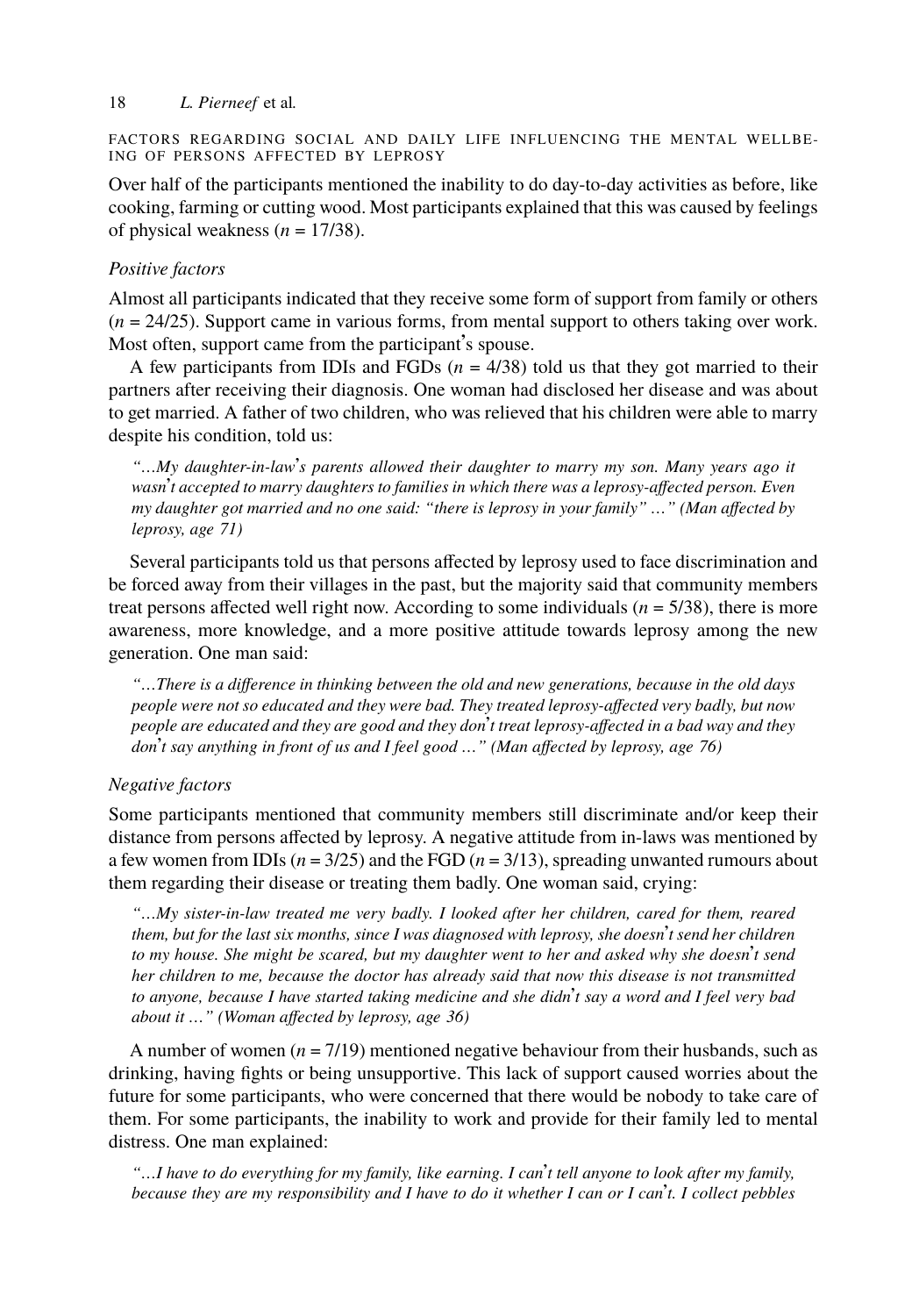FACTORS REGARDING SOCIAL AND DAILY LIFE INFLUENCING THE MENTAL WELLBEING OF PERSONS AFFECTED BY LEPROSY

Over half of the participants mentioned the inability to do day-to-day activities as before, like cooking, farming or cutting wood. Most participants explained that this was caused by feelings of physical weakness ($n$ = 17/38).

*Positive factors*

Almost all participants indicated that they receive some form of support from family or others ($n$ = 24/25). Support came in various forms, from mental support to others taking over work. Most often, support came from the participant's spouse.

A few participants from IDIs and FGDs ($n$ = 4/38) told us that they got married to their partners after receiving their diagnosis. One woman had disclosed her disease and was about to get married. A father of two children, who was relieved that his children were able to marry despite his condition, told us:

> *"…My daughter-in-law's parents allowed their daughter to marry my son. Many years ago it wasn't accepted to marry daughters to families in which there was a leprosy-affected person. Even my daughter got married and no one said: "there is leprosy in your family" …" (Man affected by leprosy, age 71)*

Several participants told us that persons affected by leprosy used to face discrimination and be forced away from their villages in the past, but the majority said that community members treat persons affected well right now. According to some individuals ($n$ = 5/38), there is more awareness, more knowledge, and a more positive attitude towards leprosy among the new generation. One man said:

> *"…There is a difference in thinking between the old and new generations, because in the old days people were not so educated and they were bad. They treated leprosy-affected very badly, but now people are educated and they are good and they don't treat leprosy-affected in a bad way and they don't say anything in front of us and I feel good …" (Man affected by leprosy, age 76)*

*Negative factors*

Some participants mentioned that community members still discriminate and/or keep their distance from persons affected by leprosy. A negative attitude from in-laws was mentioned by a few women from IDIs ($n$ = 3/25) and the FGD ($n$ = 3/13), spreading unwanted rumours about them regarding their disease or treating them badly. One woman said, crying:

> *"…My sister-in-law treated me very badly. I looked after her children, cared for them, reared them, but for the last six months, since I was diagnosed with leprosy, she doesn't send her children to my house. She might be scared, but my daughter went to her and asked why she doesn't send her children to me, because the doctor has already said that now this disease is not transmitted to anyone, because I have started taking medicine and she didn't say a word and I feel very bad about it …" (Woman affected by leprosy, age 36)*

A number of women ($n$ = 7/19) mentioned negative behaviour from their husbands, such as drinking, having fights or being unsupportive. This lack of support caused worries about the future for some participants, who were concerned that there would be nobody to take care of them. For some participants, the inability to work and provide for their family led to mental distress. One man explained:

> *"…I have to do everything for my family, like earning. I can't tell anyone to look after my family, because they are my responsibility and I have to do it whether I can or I can't. I collect pebbles*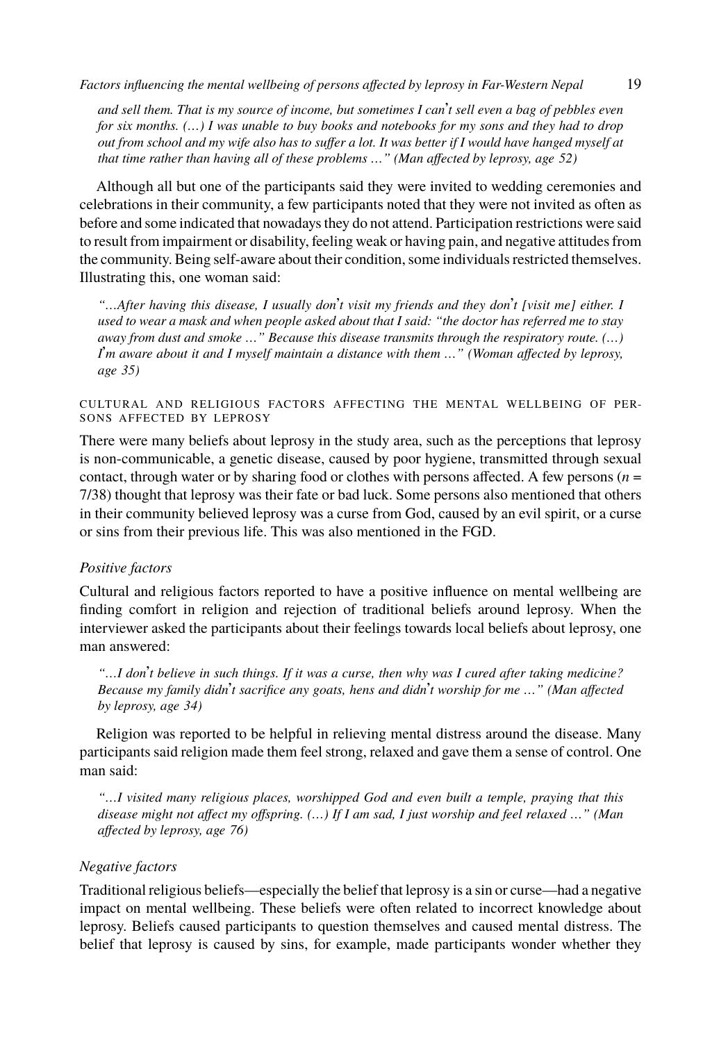*and sell them. That is my source of income, but sometimes I can't sell even a bag of pebbles even for six months. (…) I was unable to buy books and notebooks for my sons and they had to drop out from school and my wife also has to suffer a lot. It was better if I would have hanged myself at that time rather than having all of these problems …" (Man affected by leprosy, age 52)*

Although all but one of the participants said they were invited to wedding ceremonies and celebrations in their community, a few participants noted that they were not invited as often as before and some indicated that nowadays they do not attend. Participation restrictions were said to result from impairment or disability, feeling weak or having pain, and negative attitudes from the community. Being self-aware about their condition, some individuals restricted themselves. Illustrating this, one woman said:

*"…After having this disease, I usually don't visit my friends and they don't [visit me] either. I used to wear a mask and when people asked about that I said: "the doctor has referred me to stay away from dust and smoke …" Because this disease transmits through the respiratory route. (…) I'm aware about it and I myself maintain a distance with them …" (Woman affected by leprosy, age 35)*

### CULTURAL AND RELIGIOUS FACTORS AFFECTING THE MENTAL WELLBEING OF PERSONS AFFECTED BY LEPROSY

There were many beliefs about leprosy in the study area, such as the perceptions that leprosy is non-communicable, a genetic disease, caused by poor hygiene, transmitted through sexual contact, through water or by sharing food or clothes with persons affected. A few persons ($n$ = 7/38) thought that leprosy was their fate or bad luck. Some persons also mentioned that others in their community believed leprosy was a curse from God, caused by an evil spirit, or a curse or sins from their previous life. This was also mentioned in the FGD.

#### *Positive factors*

Cultural and religious factors reported to have a positive influence on mental wellbeing are finding comfort in religion and rejection of traditional beliefs around leprosy. When the interviewer asked the participants about their feelings towards local beliefs about leprosy, one man answered:

*"…I don't believe in such things. If it was a curse, then why was I cured after taking medicine? Because my family didn't sacrifice any goats, hens and didn't worship for me …" (Man affected by leprosy, age 34)*

Religion was reported to be helpful in relieving mental distress around the disease. Many participants said religion made them feel strong, relaxed and gave them a sense of control. One man said:

*"…I visited many religious places, worshipped God and even built a temple, praying that this disease might not affect my offspring. (…) If I am sad, I just worship and feel relaxed …" (Man affected by leprosy, age 76)*

#### *Negative factors*

Traditional religious beliefs—especially the belief that leprosy is a sin or curse—had a negative impact on mental wellbeing. These beliefs were often related to incorrect knowledge about leprosy. Beliefs caused participants to question themselves and caused mental distress. The belief that leprosy is caused by sins, for example, made participants wonder whether they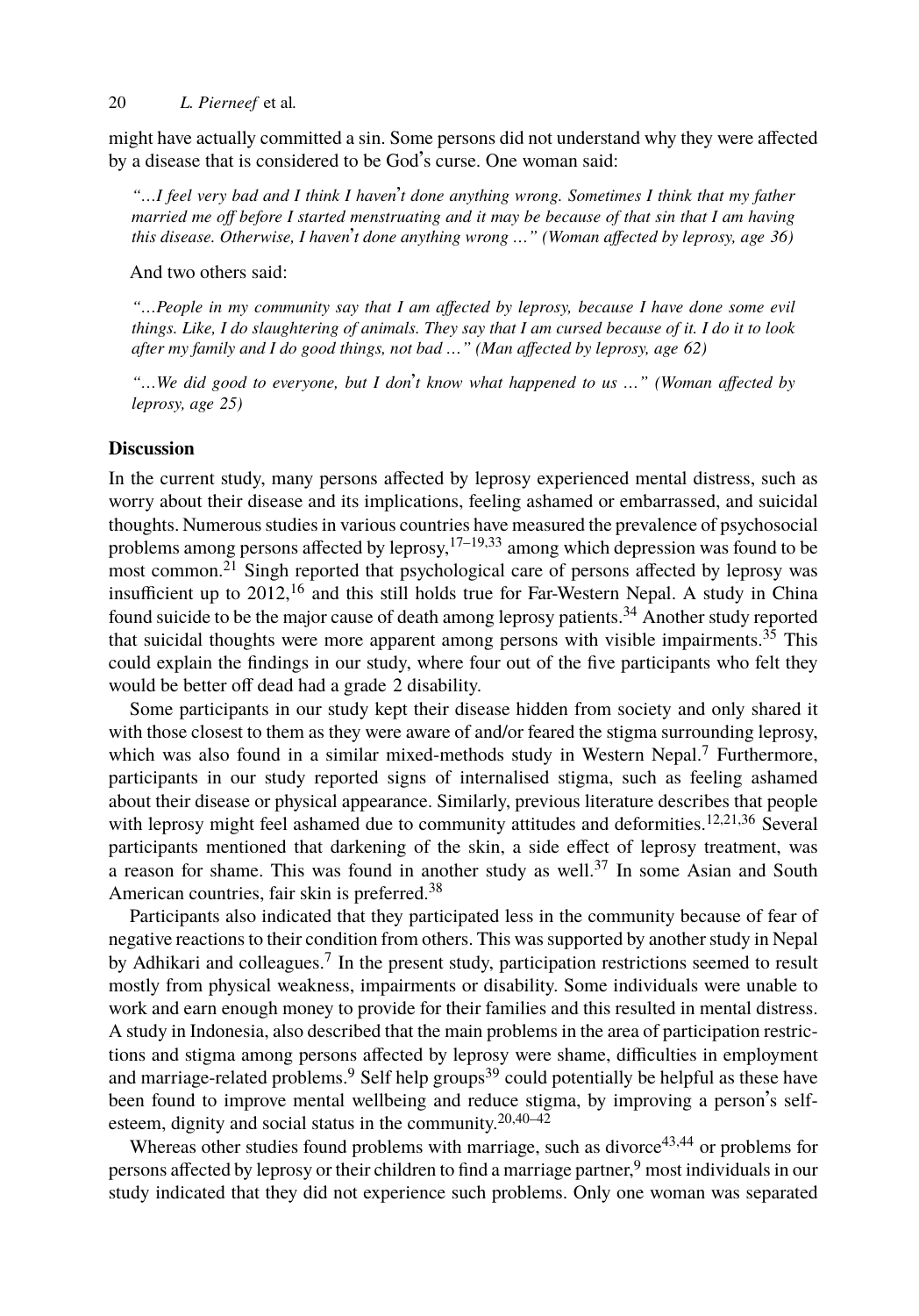might have actually committed a sin. Some persons did not understand why they were affected by a disease that is considered to be God's curse. One woman said:

*"…I feel very bad and I think I haven't done anything wrong. Sometimes I think that my father married me off before I started menstruating and it may be because of that sin that I am having this disease. Otherwise, I haven't done anything wrong …" (Woman affected by leprosy, age 36)*

And two others said:

*"…People in my community say that I am affected by leprosy, because I have done some evil things. Like, I do slaughtering of animals. They say that I am cursed because of it. I do it to look after my family and I do good things, not bad …" (Man affected by leprosy, age 62)*

*"…We did good to everyone, but I don't know what happened to us …" (Woman affected by leprosy, age 25)*

## Discussion

In the current study, many persons affected by leprosy experienced mental distress, such as worry about their disease and its implications, feeling ashamed or embarrassed, and suicidal thoughts. Numerous studies in various countries have measured the prevalence of psychosocial problems among persons affected by leprosy,[17–19,33] among which depression was found to be most common.[21] Singh reported that psychological care of persons affected by leprosy was insufficient up to 2012,[16] and this still holds true for Far-Western Nepal. A study in China found suicide to be the major cause of death among leprosy patients.[34] Another study reported that suicidal thoughts were more apparent among persons with visible impairments.[35] This could explain the findings in our study, where four out of the five participants who felt they would be better off dead had a grade 2 disability.

Some participants in our study kept their disease hidden from society and only shared it with those closest to them as they were aware of and/or feared the stigma surrounding leprosy, which was also found in a similar mixed-methods study in Western Nepal.[7] Furthermore, participants in our study reported signs of internalised stigma, such as feeling ashamed about their disease or physical appearance. Similarly, previous literature describes that people with leprosy might feel ashamed due to community attitudes and deformities.[12,21,36] Several participants mentioned that darkening of the skin, a side effect of leprosy treatment, was a reason for shame. This was found in another study as well.[37] In some Asian and South American countries, fair skin is preferred.[38]

Participants also indicated that they participated less in the community because of fear of negative reactions to their condition from others. This was supported by another study in Nepal by Adhikari and colleagues.[7] In the present study, participation restrictions seemed to result mostly from physical weakness, impairments or disability. Some individuals were unable to work and earn enough money to provide for their families and this resulted in mental distress. A study in Indonesia, also described that the main problems in the area of participation restrictions and stigma among persons affected by leprosy were shame, difficulties in employment and marriage-related problems.[9] Self help groups[39] could potentially be helpful as these have been found to improve mental wellbeing and reduce stigma, by improving a person's self-esteem, dignity and social status in the community.[20,40–42]

Whereas other studies found problems with marriage, such as divorce[43,44] or problems for persons affected by leprosy or their children to find a marriage partner,[9] most individuals in our study indicated that they did not experience such problems. Only one woman was separated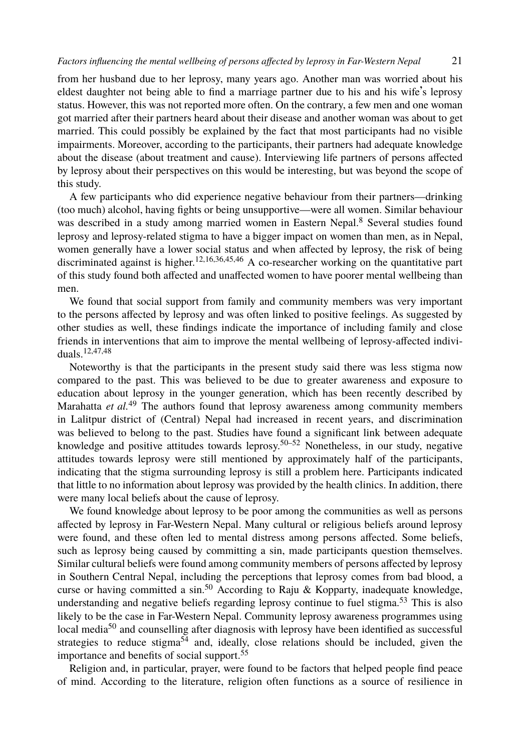from her husband due to her leprosy, many years ago. Another man was worried about his eldest daughter not being able to find a marriage partner due to his and his wife's leprosy status. However, this was not reported more often. On the contrary, a few men and one woman got married after their partners heard about their disease and another woman was about to get married. This could possibly be explained by the fact that most participants had no visible impairments. Moreover, according to the participants, their partners had adequate knowledge about the disease (about treatment and cause). Interviewing life partners of persons affected by leprosy about their perspectives on this would be interesting, but was beyond the scope of this study.

A few participants who did experience negative behaviour from their partners—drinking (too much) alcohol, having fights or being unsupportive—were all women. Similar behaviour was described in a study among married women in Eastern Nepal.[8] Several studies found leprosy and leprosy-related stigma to have a bigger impact on women than men, as in Nepal, women generally have a lower social status and when affected by leprosy, the risk of being discriminated against is higher.[12,16,36,45,46] A co-researcher working on the quantitative part of this study found both affected and unaffected women to have poorer mental wellbeing than men.

We found that social support from family and community members was very important to the persons affected by leprosy and was often linked to positive feelings. As suggested by other studies as well, these findings indicate the importance of including family and close friends in interventions that aim to improve the mental wellbeing of leprosy-affected individuals.[12,47,48]

Noteworthy is that the participants in the present study said there was less stigma now compared to the past. This was believed to be due to greater awareness and exposure to education about leprosy in the younger generation, which has been recently described by Marahatta *et al.*[49] The authors found that leprosy awareness among community members in Lalitpur district of (Central) Nepal had increased in recent years, and discrimination was believed to belong to the past. Studies have found a significant link between adequate knowledge and positive attitudes towards leprosy.[50–52] Nonetheless, in our study, negative attitudes towards leprosy were still mentioned by approximately half of the participants, indicating that the stigma surrounding leprosy is still a problem here. Participants indicated that little to no information about leprosy was provided by the health clinics. In addition, there were many local beliefs about the cause of leprosy.

We found knowledge about leprosy to be poor among the communities as well as persons affected by leprosy in Far-Western Nepal. Many cultural or religious beliefs around leprosy were found, and these often led to mental distress among persons affected. Some beliefs, such as leprosy being caused by committing a sin, made participants question themselves. Similar cultural beliefs were found among community members of persons affected by leprosy in Southern Central Nepal, including the perceptions that leprosy comes from bad blood, a curse or having committed a sin.[50] According to Raju & Kopparty, inadequate knowledge, understanding and negative beliefs regarding leprosy continue to fuel stigma.[53] This is also likely to be the case in Far-Western Nepal. Community leprosy awareness programmes using local media[50] and counselling after diagnosis with leprosy have been identified as successful strategies to reduce stigma[54] and, ideally, close relations should be included, given the importance and benefits of social support.[55]

Religion and, in particular, prayer, were found to be factors that helped people find peace of mind. According to the literature, religion often functions as a source of resilience in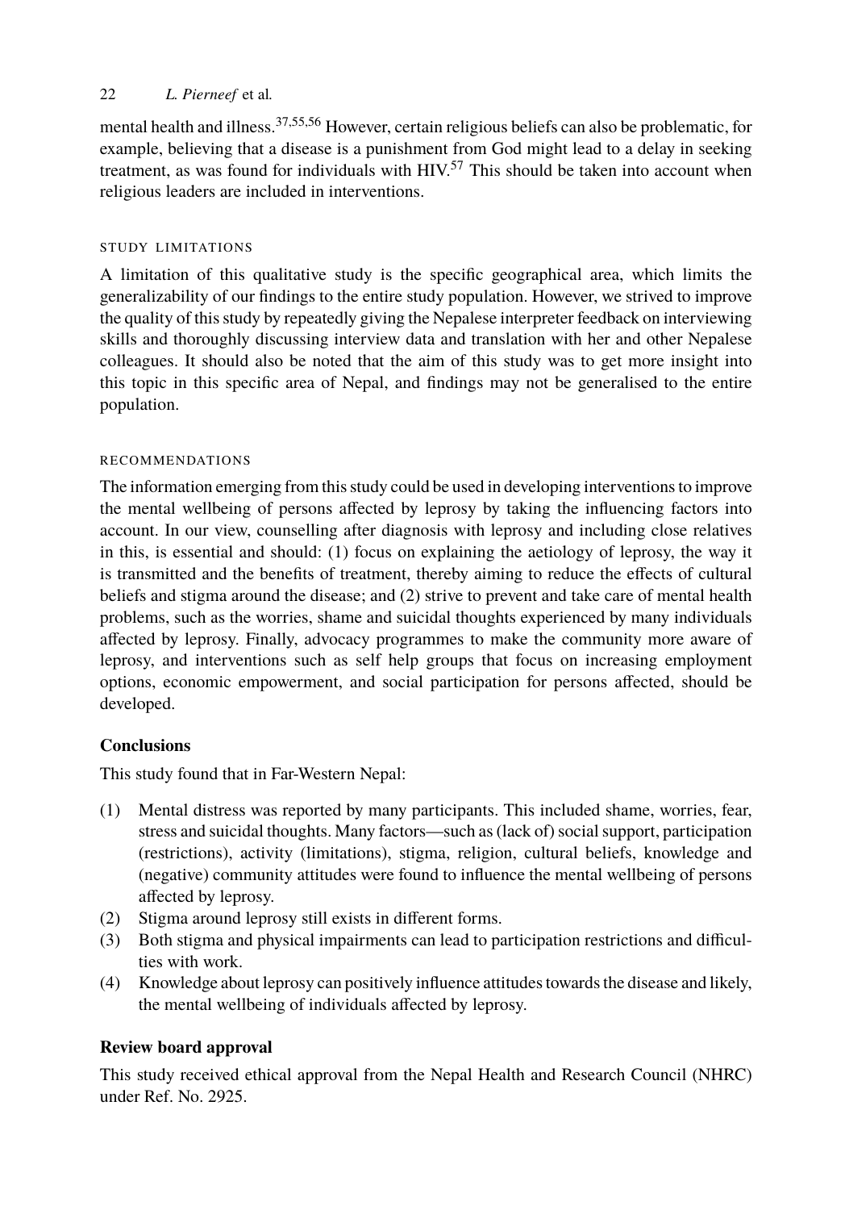mental health and illness.[37,55,56] However, certain religious beliefs can also be problematic, for example, believing that a disease is a punishment from God might lead to a delay in seeking treatment, as was found for individuals with HIV.[57] This should be taken into account when religious leaders are included in interventions.

### STUDY LIMITATIONS

A limitation of this qualitative study is the specific geographical area, which limits the generalizability of our findings to the entire study population. However, we strived to improve the quality of this study by repeatedly giving the Nepalese interpreter feedback on interviewing skills and thoroughly discussing interview data and translation with her and other Nepalese colleagues. It should also be noted that the aim of this study was to get more insight into this topic in this specific area of Nepal, and findings may not be generalised to the entire population.

### RECOMMENDATIONS

The information emerging from this study could be used in developing interventions to improve the mental wellbeing of persons affected by leprosy by taking the influencing factors into account. In our view, counselling after diagnosis with leprosy and including close relatives in this, is essential and should: (1) focus on explaining the aetiology of leprosy, the way it is transmitted and the benefits of treatment, thereby aiming to reduce the effects of cultural beliefs and stigma around the disease; and (2) strive to prevent and take care of mental health problems, such as the worries, shame and suicidal thoughts experienced by many individuals affected by leprosy. Finally, advocacy programmes to make the community more aware of leprosy, and interventions such as self help groups that focus on increasing employment options, economic empowerment, and social participation for persons affected, should be developed.

## Conclusions

This study found that in Far-Western Nepal:

(1) Mental distress was reported by many participants. This included shame, worries, fear, stress and suicidal thoughts. Many factors—such as (lack of) social support, participation (restrictions), activity (limitations), stigma, religion, cultural beliefs, knowledge and (negative) community attitudes were found to influence the mental wellbeing of persons affected by leprosy.
(2) Stigma around leprosy still exists in different forms.
(3) Both stigma and physical impairments can lead to participation restrictions and difficulties with work.
(4) Knowledge about leprosy can positively influence attitudes towards the disease and likely, the mental wellbeing of individuals affected by leprosy.

## Review board approval

This study received ethical approval from the Nepal Health and Research Council (NHRC) under Ref. No. 2925.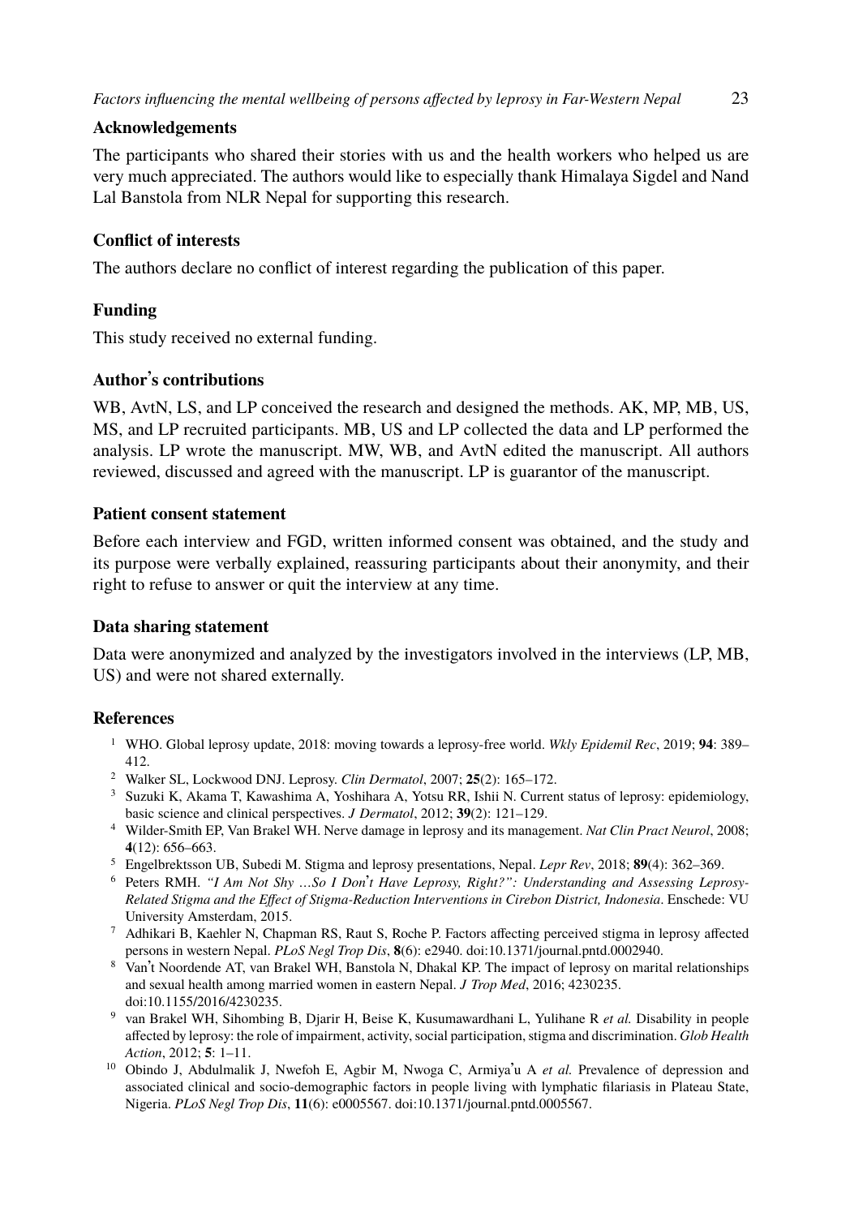## Acknowledgements

The participants who shared their stories with us and the health workers who helped us are very much appreciated. The authors would like to especially thank Himalaya Sigdel and Nand Lal Banstola from NLR Nepal for supporting this research.

## Conflict of interests

The authors declare no conflict of interest regarding the publication of this paper.

## Funding

This study received no external funding.

## Author's contributions

WB, AvtN, LS, and LP conceived the research and designed the methods. AK, MP, MB, US, MS, and LP recruited participants. MB, US and LP collected the data and LP performed the analysis. LP wrote the manuscript. MW, WB, and AvtN edited the manuscript. All authors reviewed, discussed and agreed with the manuscript. LP is guarantor of the manuscript.

## Patient consent statement

Before each interview and FGD, written informed consent was obtained, and the study and its purpose were verbally explained, reassuring participants about their anonymity, and their right to refuse to answer or quit the interview at any time.

## Data sharing statement

Data were anonymized and analyzed by the investigators involved in the interviews (LP, MB, US) and were not shared externally.

## References

1. WHO. Global leprosy update, 2018: moving towards a leprosy-free world. *Wkly Epidemil Rec*, 2019; **94**: 389–412.
2. Walker SL, Lockwood DNJ. Leprosy. *Clin Dermatol*, 2007; **25**(2): 165–172.
3. Suzuki K, Akama T, Kawashima A, Yoshihara A, Yotsu RR, Ishii N. Current status of leprosy: epidemiology, basic science and clinical perspectives. *J Dermatol*, 2012; **39**(2): 121–129.
4. Wilder-Smith EP, Van Brakel WH. Nerve damage in leprosy and its management. *Nat Clin Pract Neurol*, 2008; **4**(12): 656–663.
5. Engelbrektsson UB, Subedi M. Stigma and leprosy presentations, Nepal. *Lepr Rev*, 2018; **89**(4): 362–369.
6. Peters RMH. *"I Am Not Shy …So I Don't Have Leprosy, Right?": Understanding and Assessing Leprosy-Related Stigma and the Effect of Stigma-Reduction Interventions in Cirebon District, Indonesia*. Enschede: VU University Amsterdam, 2015.
7. Adhikari B, Kaehler N, Chapman RS, Raut S, Roche P. Factors affecting perceived stigma in leprosy affected persons in western Nepal. *PLoS Negl Trop Dis*, **8**(6): e2940. doi:10.1371/journal.pntd.0002940.
8. Van't Noordende AT, van Brakel WH, Banstola N, Dhakal KP. The impact of leprosy on marital relationships and sexual health among married women in eastern Nepal. *J Trop Med*, 2016; 4230235. doi:10.1155/2016/4230235.
9. van Brakel WH, Sihombing B, Djarir H, Beise K, Kusumawardhani L, Yulihane R *et al.* Disability in people affected by leprosy: the role of impairment, activity, social participation, stigma and discrimination. *Glob Health Action*, 2012; **5**: 1–11.
10. Obindo J, Abdulmalik J, Nwefoh E, Agbir M, Nwoga C, Armiya'u A *et al.* Prevalence of depression and associated clinical and socio-demographic factors in people living with lymphatic filariasis in Plateau State, Nigeria. *PLoS Negl Trop Dis*, **11**(6): e0005567. doi:10.1371/journal.pntd.0005567.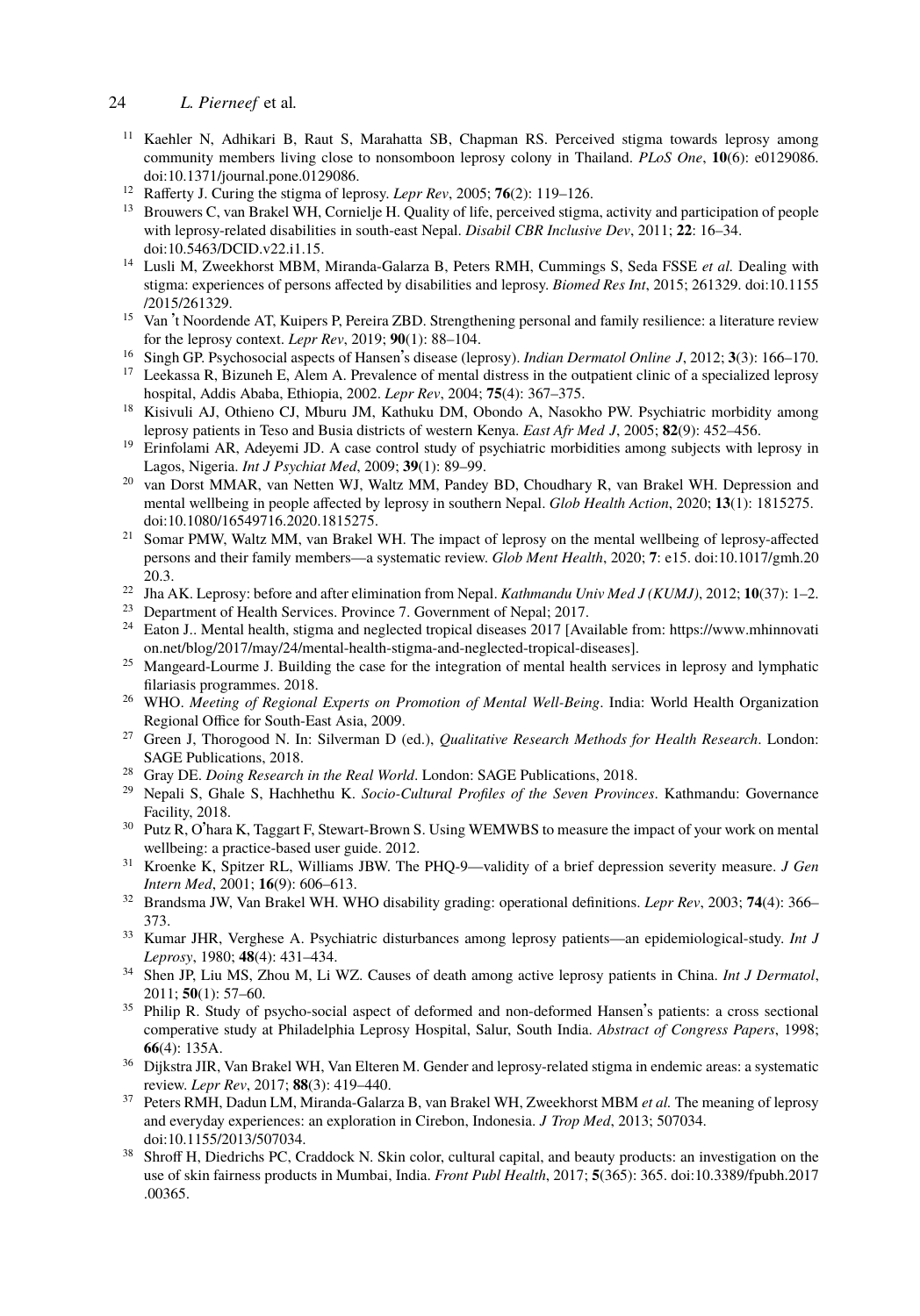[11] Kaehler N, Adhikari B, Raut S, Marahatta SB, Chapman RS. Perceived stigma towards leprosy among community members living close to nonsomboon leprosy colony in Thailand. *PLoS One*, **10**(6): e0129086. doi:10.1371/journal.pone.0129086.

[12] Rafferty J. Curing the stigma of leprosy. *Lepr Rev*, 2005; **76**(2): 119–126.

[13] Brouwers C, van Brakel WH, Cornielje H. Quality of life, perceived stigma, activity and participation of people with leprosy-related disabilities in south-east Nepal. *Disabil CBR Inclusive Dev*, 2011; **22**: 16–34. doi:10.5463/DCID.v22.i1.15.

[14] Lusli M, Zweekhorst MBM, Miranda-Galarza B, Peters RMH, Cummings S, Seda FSSE *et al.* Dealing with stigma: experiences of persons affected by disabilities and leprosy. *Biomed Res Int*, 2015; 261329. doi:10.1155/2015/261329.

[15] Van 't Noordende AT, Kuipers P, Pereira ZBD. Strengthening personal and family resilience: a literature review for the leprosy context. *Lepr Rev*, 2019; **90**(1): 88–104.

[16] Singh GP. Psychosocial aspects of Hansen's disease (leprosy). *Indian Dermatol Online J*, 2012; **3**(3): 166–170.

[17] Leekassa R, Bizuneh E, Alem A. Prevalence of mental distress in the outpatient clinic of a specialized leprosy hospital, Addis Ababa, Ethiopia, 2002. *Lepr Rev*, 2004; **75**(4): 367–375.

[18] Kisivuli AJ, Othieno CJ, Mburu JM, Kathuku DM, Obondo A, Nasokho PW. Psychiatric morbidity among leprosy patients in Teso and Busia districts of western Kenya. *East Afr Med J*, 2005; **82**(9): 452–456.

[19] Erinfolami AR, Adeyemi JD. A case control study of psychiatric morbidities among subjects with leprosy in Lagos, Nigeria. *Int J Psychiat Med*, 2009; **39**(1): 89–99.

[20] van Dorst MMAR, van Netten WJ, Waltz MM, Pandey BD, Choudhary R, van Brakel WH. Depression and mental wellbeing in people affected by leprosy in southern Nepal. *Glob Health Action*, 2020; **13**(1): 1815275. doi:10.1080/16549716.2020.1815275.

[21] Somar PMW, Waltz MM, van Brakel WH. The impact of leprosy on the mental wellbeing of leprosy-affected persons and their family members—a systematic review. *Glob Ment Health*, 2020; **7**: e15. doi:10.1017/gmh.2020.3.

[22] Jha AK. Leprosy: before and after elimination from Nepal. *Kathmandu Univ Med J (KUMJ)*, 2012; **10**(37): 1–2.

[23] Department of Health Services. Province 7. Government of Nepal; 2017.

[24] Eaton J.. Mental health, stigma and neglected tropical diseases 2017 [Available from: https://www.mhinnovation.net/blog/2017/may/24/mental-health-stigma-and-neglected-tropical-diseases].

[25] Mangeard-Lourme J. Building the case for the integration of mental health services in leprosy and lymphatic filariasis programmes. 2018.

[26] WHO. *Meeting of Regional Experts on Promotion of Mental Well-Being*. India: World Health Organization Regional Office for South-East Asia, 2009.

[27] Green J, Thorogood N. In: Silverman D (ed.), *Qualitative Research Methods for Health Research*. London: SAGE Publications, 2018.

[28] Gray DE. *Doing Research in the Real World*. London: SAGE Publications, 2018.

[29] Nepali S, Ghale S, Hachhethu K. *Socio-Cultural Profiles of the Seven Provinces*. Kathmandu: Governance Facility, 2018.

[30] Putz R, O'hara K, Taggart F, Stewart-Brown S. Using WEMWBS to measure the impact of your work on mental wellbeing: a practice-based user guide. 2012.

[31] Kroenke K, Spitzer RL, Williams JBW. The PHQ-9—validity of a brief depression severity measure. *J Gen Intern Med*, 2001; **16**(9): 606–613.

[32] Brandsma JW, Van Brakel WH. WHO disability grading: operational definitions. *Lepr Rev*, 2003; **74**(4): 366–373.

[33] Kumar JHR, Verghese A. Psychiatric disturbances among leprosy patients—an epidemiological-study. *Int J Leprosy*, 1980; **48**(4): 431–434.

[34] Shen JP, Liu MS, Zhou M, Li WZ. Causes of death among active leprosy patients in China. *Int J Dermatol*, 2011; **50**(1): 57–60.

[35] Philip R. Study of psycho-social aspect of deformed and non-deformed Hansen's patients: a cross sectional comperative study at Philadelphia Leprosy Hospital, Salur, South India. *Abstract of Congress Papers*, 1998; **66**(4): 135A.

[36] Dijkstra JIR, Van Brakel WH, Van Elteren M. Gender and leprosy-related stigma in endemic areas: a systematic review. *Lepr Rev*, 2017; **88**(3): 419–440.

[37] Peters RMH, Dadun LM, Miranda-Galarza B, van Brakel WH, Zweekhorst MBM *et al.* The meaning of leprosy and everyday experiences: an exploration in Cirebon, Indonesia. *J Trop Med*, 2013; 507034. doi:10.1155/2013/507034.

[38] Shroff H, Diedrichs PC, Craddock N. Skin color, cultural capital, and beauty products: an investigation on the use of skin fairness products in Mumbai, India. *Front Publ Health*, 2017; **5**(365): 365. doi:10.3389/fpubh.2017.00365.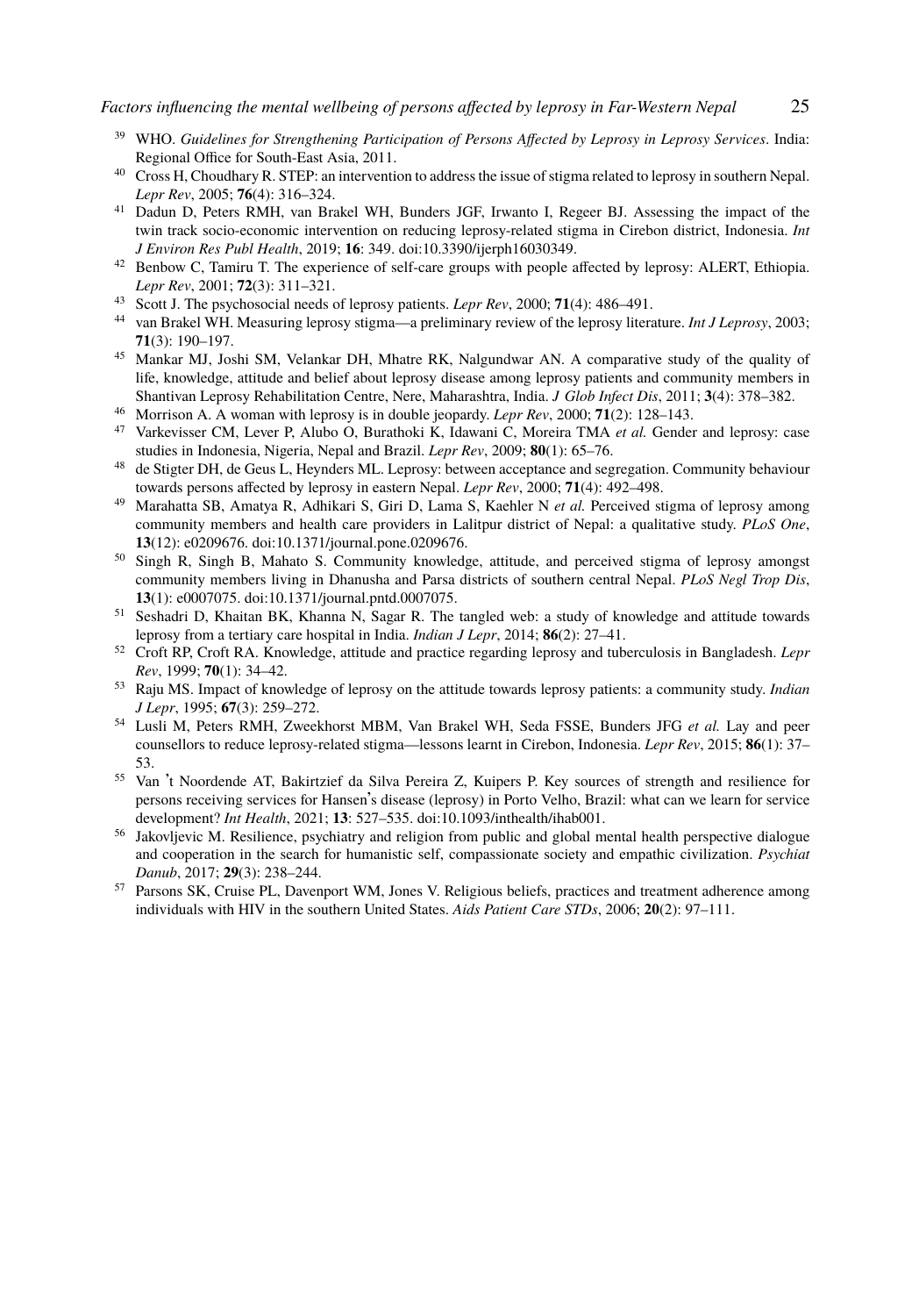39. WHO. *Guidelines for Strengthening Participation of Persons Affected by Leprosy in Leprosy Services*. India: Regional Office for South-East Asia, 2011.
40. Cross H, Choudhary R. STEP: an intervention to address the issue of stigma related to leprosy in southern Nepal. *Lepr Rev*, 2005; **76**(4): 316–324.
41. Dadun D, Peters RMH, van Brakel WH, Bunders JGF, Irwanto I, Regeer BJ. Assessing the impact of the twin track socio-economic intervention on reducing leprosy-related stigma in Cirebon district, Indonesia. *Int J Environ Res Publ Health*, 2019; **16**: 349. doi:10.3390/ijerph16030349.
42. Benbow C, Tamiru T. The experience of self-care groups with people affected by leprosy: ALERT, Ethiopia. *Lepr Rev*, 2001; **72**(3): 311–321.
43. Scott J. The psychosocial needs of leprosy patients. *Lepr Rev*, 2000; **71**(4): 486–491.
44. van Brakel WH. Measuring leprosy stigma—a preliminary review of the leprosy literature. *Int J Leprosy*, 2003; **71**(3): 190–197.
45. Mankar MJ, Joshi SM, Velankar DH, Mhatre RK, Nalgundwar AN. A comparative study of the quality of life, knowledge, attitude and belief about leprosy disease among leprosy patients and community members in Shantivan Leprosy Rehabilitation Centre, Nere, Maharashtra, India. *J Glob Infect Dis*, 2011; **3**(4): 378–382.
46. Morrison A. A woman with leprosy is in double jeopardy. *Lepr Rev*, 2000; **71**(2): 128–143.
47. Varkevisser CM, Lever P, Alubo O, Burathoki K, Idawani C, Moreira TMA *et al.* Gender and leprosy: case studies in Indonesia, Nigeria, Nepal and Brazil. *Lepr Rev*, 2009; **80**(1): 65–76.
48. de Stigter DH, de Geus L, Heynders ML. Leprosy: between acceptance and segregation. Community behaviour towards persons affected by leprosy in eastern Nepal. *Lepr Rev*, 2000; **71**(4): 492–498.
49. Marahatta SB, Amatya R, Adhikari S, Giri D, Lama S, Kaehler N *et al.* Perceived stigma of leprosy among community members and health care providers in Lalitpur district of Nepal: a qualitative study. *PLoS One*, **13**(12): e0209676. doi:10.1371/journal.pone.0209676.
50. Singh R, Singh B, Mahato S. Community knowledge, attitude, and perceived stigma of leprosy amongst community members living in Dhanusha and Parsa districts of southern central Nepal. *PLoS Negl Trop Dis*, **13**(1): e0007075. doi:10.1371/journal.pntd.0007075.
51. Seshadri D, Khaitan BK, Khanna N, Sagar R. The tangled web: a study of knowledge and attitude towards leprosy from a tertiary care hospital in India. *Indian J Lepr*, 2014; **86**(2): 27–41.
52. Croft RP, Croft RA. Knowledge, attitude and practice regarding leprosy and tuberculosis in Bangladesh. *Lepr Rev*, 1999; **70**(1): 34–42.
53. Raju MS. Impact of knowledge of leprosy on the attitude towards leprosy patients: a community study. *Indian J Lepr*, 1995; **67**(3): 259–272.
54. Lusli M, Peters RMH, Zweekhorst MBM, Van Brakel WH, Seda FSSE, Bunders JFG *et al.* Lay and peer counsellors to reduce leprosy-related stigma—lessons learnt in Cirebon, Indonesia. *Lepr Rev*, 2015; **86**(1): 37–53.
55. Van 't Noordende AT, Bakirtzief da Silva Pereira Z, Kuipers P. Key sources of strength and resilience for persons receiving services for Hansen's disease (leprosy) in Porto Velho, Brazil: what can we learn for service development? *Int Health*, 2021; **13**: 527–535. doi:10.1093/inthealth/ihab001.
56. Jakovljevic M. Resilience, psychiatry and religion from public and global mental health perspective dialogue and cooperation in the search for humanistic self, compassionate society and empathic civilization. *Psychiat Danub*, 2017; **29**(3): 238–244.
57. Parsons SK, Cruise PL, Davenport WM, Jones V. Religious beliefs, practices and treatment adherence among individuals with HIV in the southern United States. *Aids Patient Care STDs*, 2006; **20**(2): 97–111.